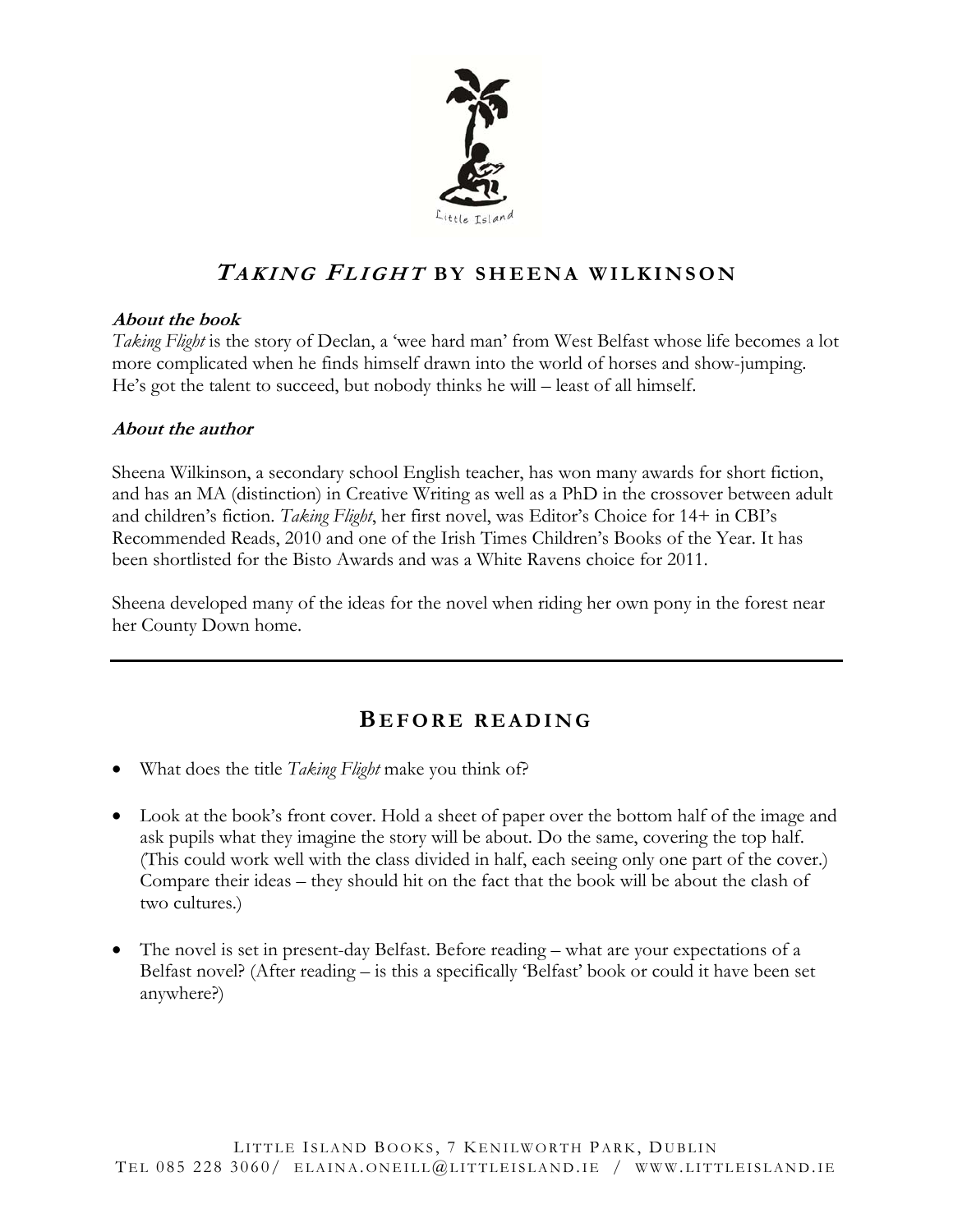# *TAKING FLIGHT* BY SHEENA WILKINSON

***About the book***

*Taking Flight* is the story of Declan, a 'wee hard man' from West Belfast whose life becomes a lot more complicated when he finds himself drawn into the world of horses and show-jumping. He's got the talent to succeed, but nobody thinks he will – least of all himself.

***About the author***

Sheena Wilkinson, a secondary school English teacher, has won many awards for short fiction, and has an MA (distinction) in Creative Writing as well as a PhD in the crossover between adult and children's fiction. *Taking Flight*, her first novel, was Editor's Choice for 14+ in CBI's Recommended Reads, 2010 and one of the Irish Times Children's Books of the Year. It has been shortlisted for the Bisto Awards and was a White Ravens choice for 2011.

Sheena developed many of the ideas for the novel when riding her own pony in the forest near her County Down home.

---

## BEFORE READING

- What does the title *Taking Flight* make you think of?

- Look at the book's front cover. Hold a sheet of paper over the bottom half of the image and ask pupils what they imagine the story will be about. Do the same, covering the top half. (This could work well with the class divided in half, each seeing only one part of the cover.) Compare their ideas – they should hit on the fact that the book will be about the clash of two cultures.)

- The novel is set in present-day Belfast. Before reading – what are your expectations of a Belfast novel? (After reading – is this a specifically 'Belfast' book or could it have been set anywhere?)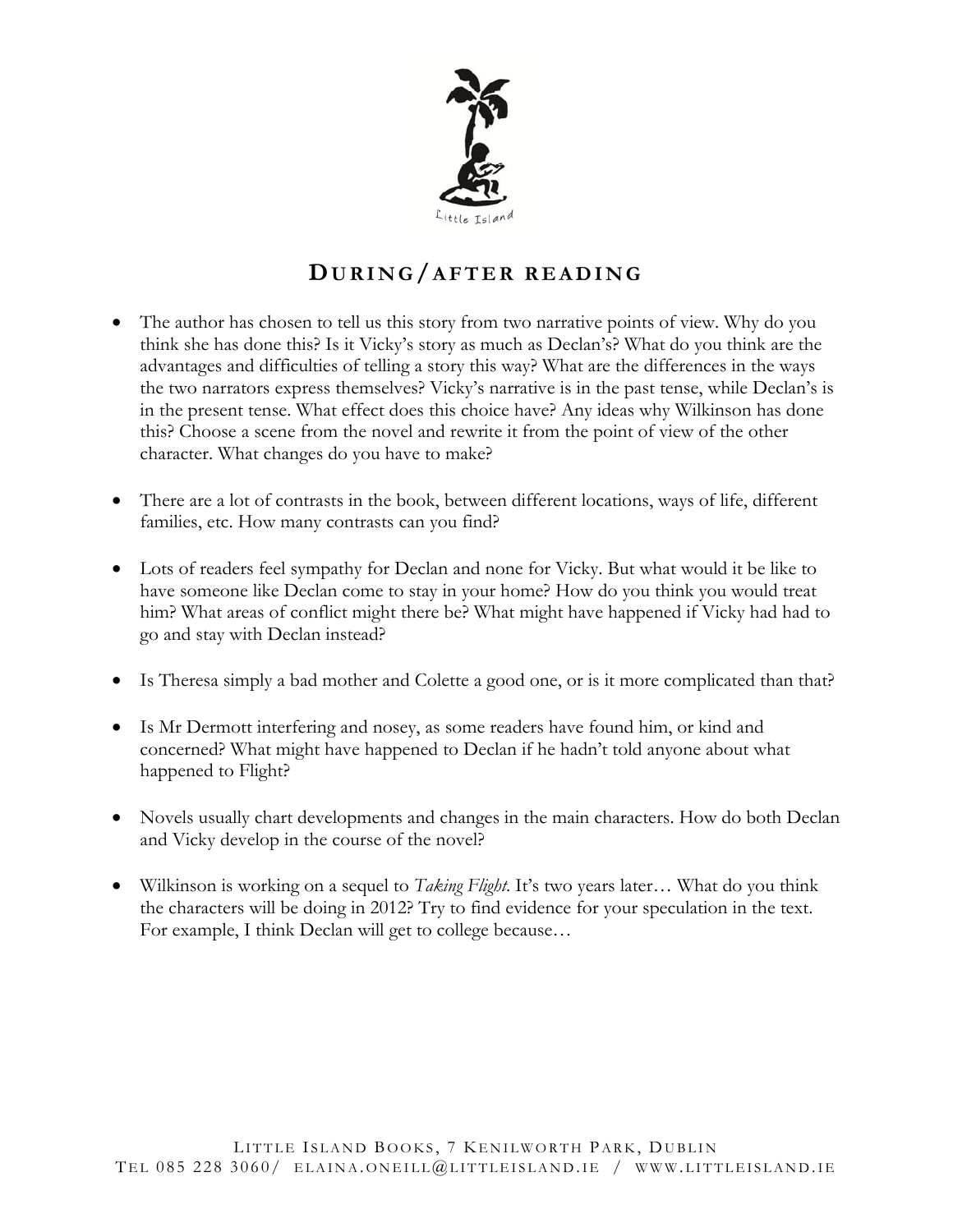## DURING/AFTER READING

- The author has chosen to tell us this story from two narrative points of view. Why do you think she has done this? Is it Vicky's story as much as Declan's? What do you think are the advantages and difficulties of telling a story this way? What are the differences in the ways the two narrators express themselves? Vicky's narrative is in the past tense, while Declan's is in the present tense. What effect does this choice have? Any ideas why Wilkinson has done this? Choose a scene from the novel and rewrite it from the point of view of the other character. What changes do you have to make?

- There are a lot of contrasts in the book, between different locations, ways of life, different families, etc. How many contrasts can you find?

- Lots of readers feel sympathy for Declan and none for Vicky. But what would it be like to have someone like Declan come to stay in your home? How do you think you would treat him? What areas of conflict might there be? What might have happened if Vicky had had to go and stay with Declan instead?

- Is Theresa simply a bad mother and Colette a good one, or is it more complicated than that?

- Is Mr Dermott interfering and nosey, as some readers have found him, or kind and concerned? What might have happened to Declan if he hadn't told anyone about what happened to Flight?

- Novels usually chart developments and changes in the main characters. How do both Declan and Vicky develop in the course of the novel?

- Wilkinson is working on a sequel to *Taking Flight*. It's two years later… What do you think the characters will be doing in 2012? Try to find evidence for your speculation in the text. For example, I think Declan will get to college because…

LITTLE ISLAND BOOKS, 7 KENILWORTH PARK, DUBLIN
TEL 085 228 3060/ ELAINA.ONEILL@LITTLEISLAND.IE / WWW.LITTLEISLAND.IE